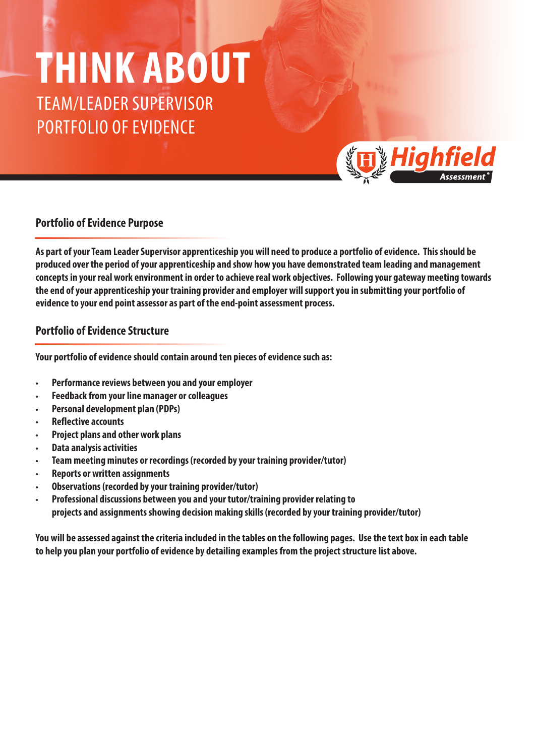# THINK ABOUT

TEAM/LEADER SUPERVISOR
PORTFOLIO OF EVIDENCE

Highfield Assessment

## Portfolio of Evidence Purpose

**As part of your Team Leader Supervisor apprenticeship you will need to produce a portfolio of evidence. This should be produced over the period of your apprenticeship and show how you have demonstrated team leading and management concepts in your real work environment in order to achieve real work objectives. Following your gateway meeting towards the end of your apprenticeship your training provider and employer will support you in submitting your portfolio of evidence to your end point assessor as part of the end-point assessment process.**

## Portfolio of Evidence Structure

**Your portfolio of evidence should contain around ten pieces of evidence such as:**

- **Performance reviews between you and your employer**
- **Feedback from your line manager or colleagues**
- **Personal development plan (PDPs)**
- **Reflective accounts**
- **Project plans and other work plans**
- **Data analysis activities**
- **Team meeting minutes or recordings (recorded by your training provider/tutor)**
- **Reports or written assignments**
- **Observations (recorded by your training provider/tutor)**
- **Professional discussions between you and your tutor/training provider relating to projects and assignments showing decision making skills (recorded by your training provider/tutor)**

**You will be assessed against the criteria included in the tables on the following pages. Use the text box in each table to help you plan your portfolio of evidence by detailing examples from the project structure list above.**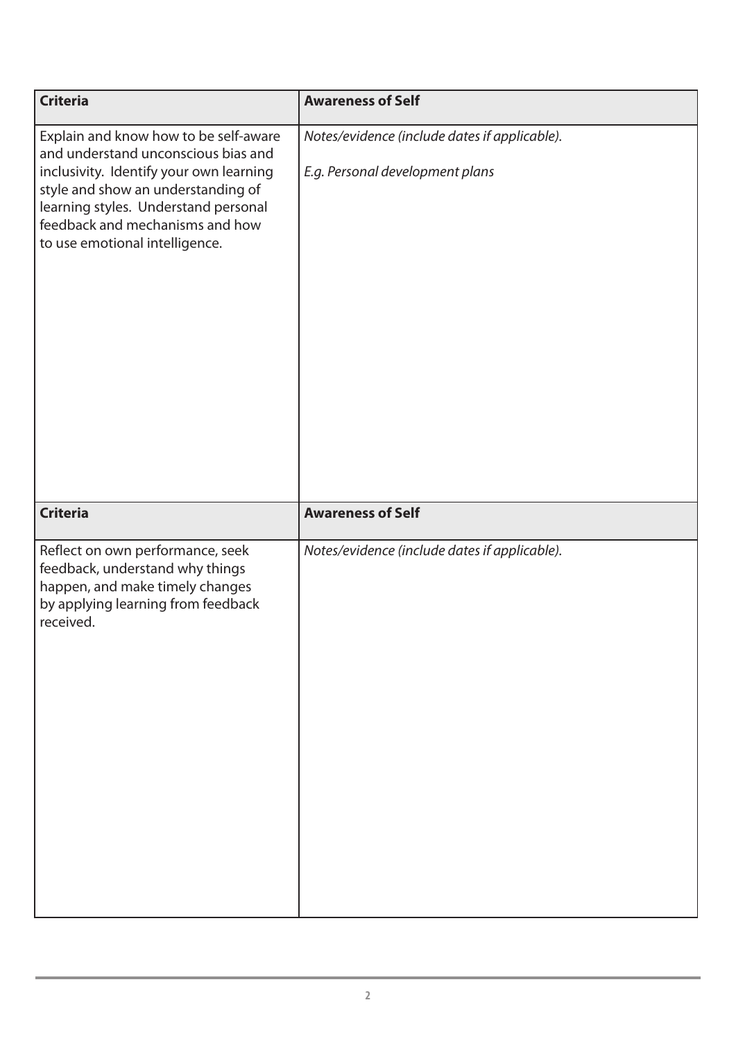| Criteria | Awareness of Self |
|---|---|
| Explain and know how to be self-aware and understand unconscious bias and inclusivity. Identify your own learning style and show an understanding of learning styles. Understand personal feedback and mechanisms and how to use emotional intelligence. | *Notes/evidence (include dates if applicable).*<br><br>*E.g. Personal development plans* |

| Criteria | Awareness of Self |
|---|---|
| Reflect on own performance, seek feedback, understand why things happen, and make timely changes by applying learning from feedback received. | *Notes/evidence (include dates if applicable).* |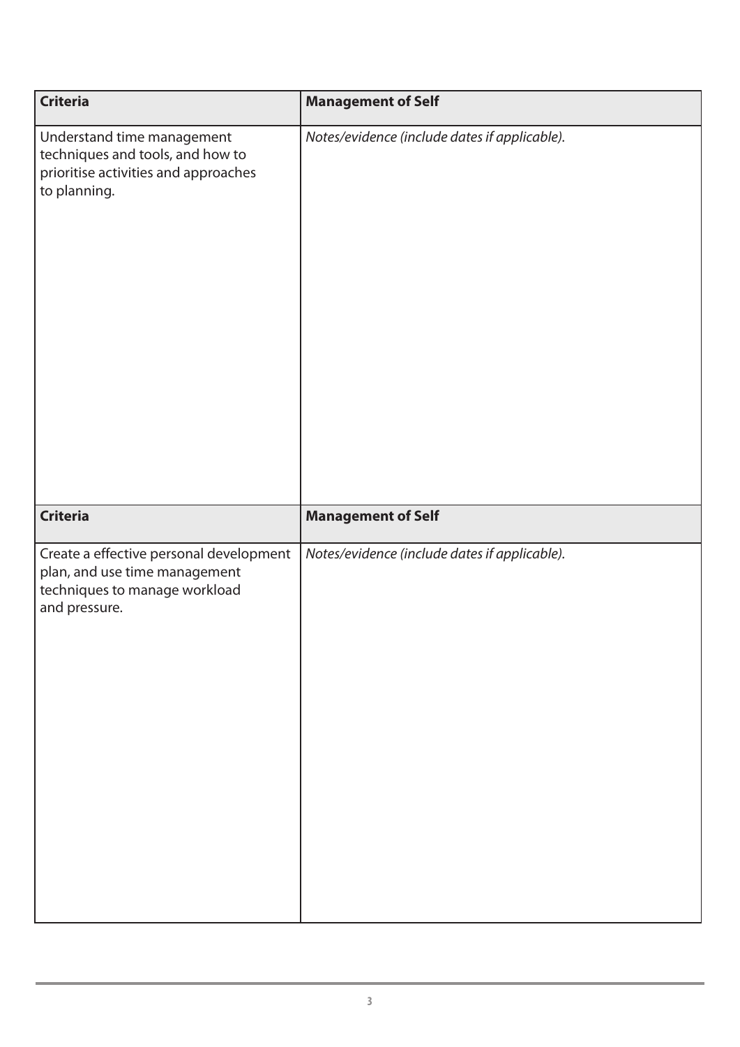| Criteria | Management of Self |
| --- | --- |
| Understand time management techniques and tools, and how to prioritise activities and approaches to planning. | *Notes/evidence (include dates if applicable).* |

| Criteria | Management of Self |
| --- | --- |
| Create a effective personal development plan, and use time management techniques to manage workload and pressure. | *Notes/evidence (include dates if applicable).* |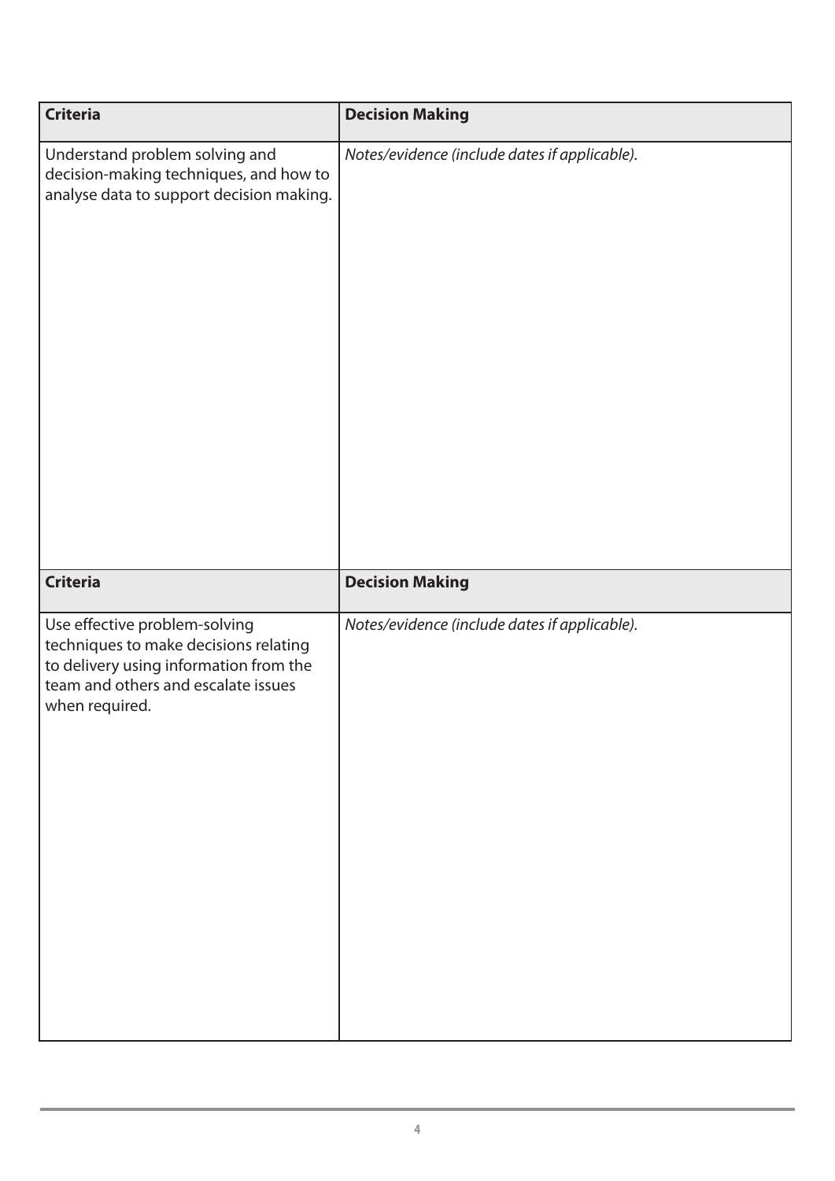| Criteria | Decision Making |
| --- | --- |
| Understand problem solving and decision-making techniques, and how to analyse data to support decision making. | *Notes/evidence (include dates if applicable).* |

| Criteria | Decision Making |
| --- | --- |
| Use effective problem-solving techniques to make decisions relating to delivery using information from the team and others and escalate issues when required. | *Notes/evidence (include dates if applicable).* |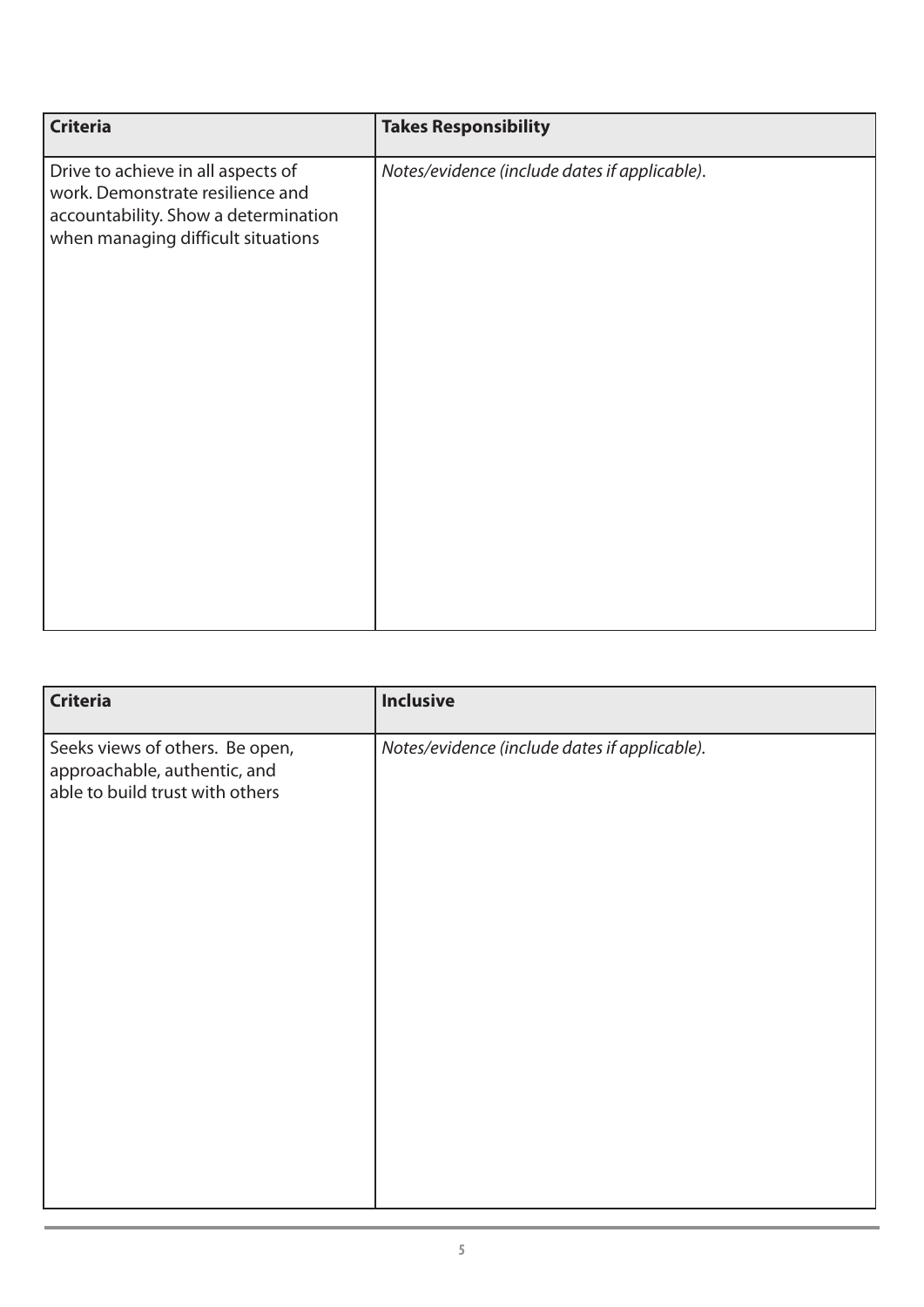| **Criteria** | **Takes Responsibility** |
| --- | --- |
| Drive to achieve in all aspects of work. Demonstrate resilience and accountability. Show a determination when managing difficult situations | *Notes/evidence (include dates if applicable)*. |

| **Criteria** | **Inclusive** |
| --- | --- |
| Seeks views of others. Be open, approachable, authentic, and able to build trust with others | *Notes/evidence (include dates if applicable).* |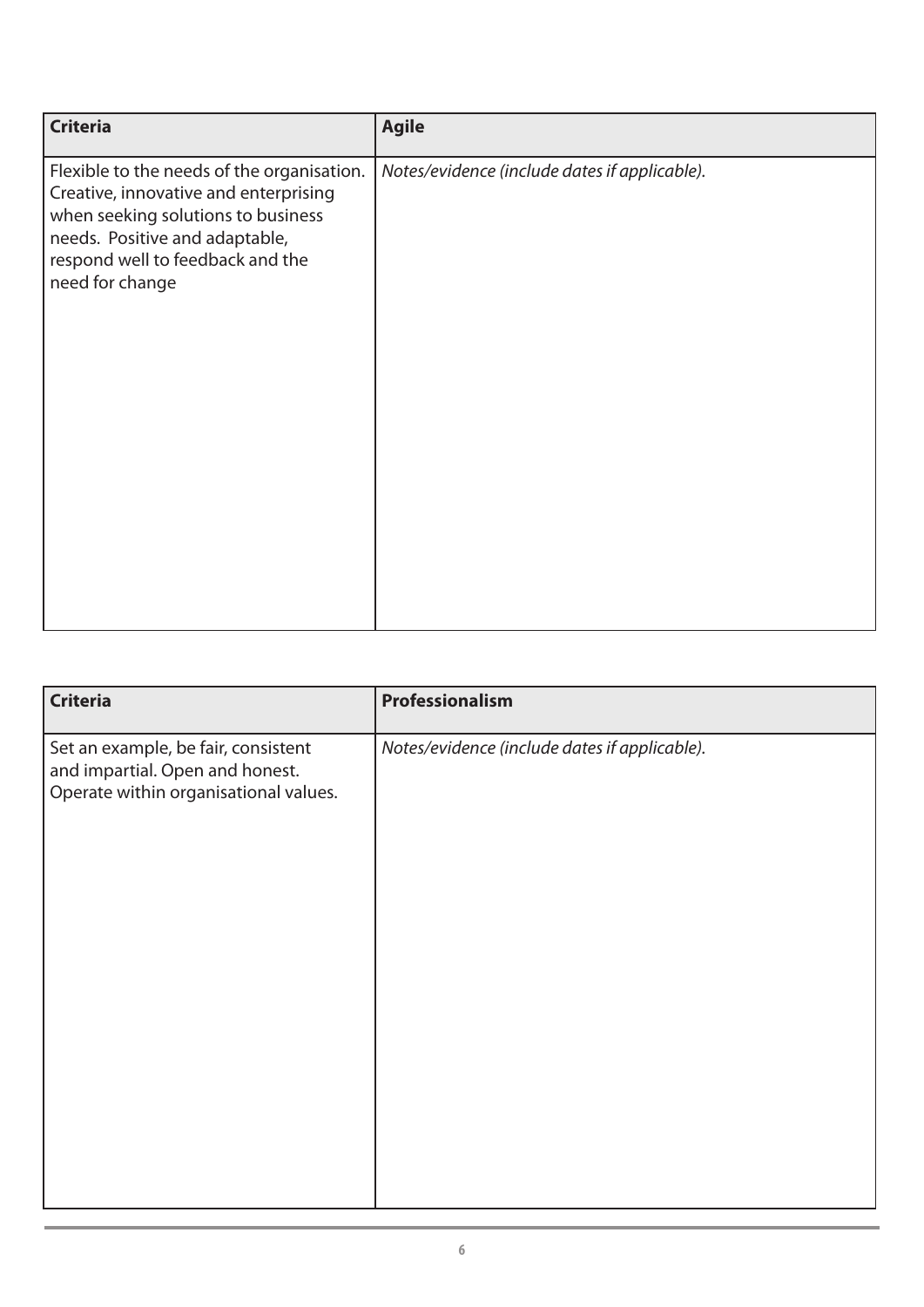| Criteria | Agile |
| --- | --- |
| Flexible to the needs of the organisation. Creative, innovative and enterprising when seeking solutions to business needs. Positive and adaptable, respond well to feedback and the need for change | *Notes/evidence (include dates if applicable).* |

| Criteria | Professionalism |
| --- | --- |
| Set an example, be fair, consistent and impartial. Open and honest. Operate within organisational values. | *Notes/evidence (include dates if applicable).* |